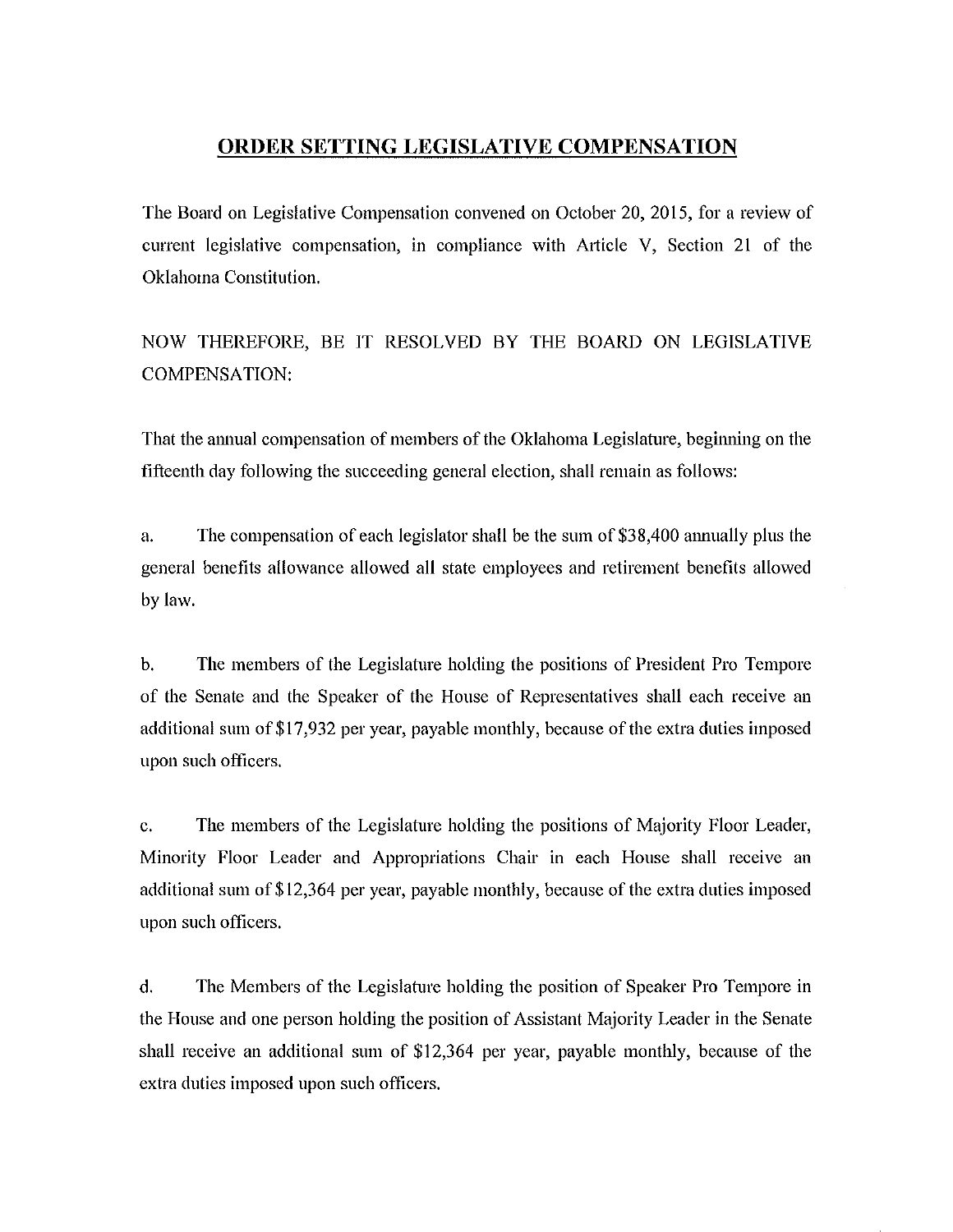# ORDER SETTING LEGISLATIVE COMPENSATION

The Board on Legislative Compensation convened on October 20, 2015, for a review of current legislative compensation, in compliance with Article V, Section 21 of the Oklahoma Constitution.

NOW THEREFORE, BE IT RESOLVED BY THE BOARD ON LEGISLATIVE COMPENSATION:

That the annual compensation of members of the Oklahoma Legislature, beginning on the fifteenth day following the succeeding general election, shall remain as follows:

a. The compensation of each legislator shall be the sum of $38,400 annually plus the general benefits allowance allowed all state employees and retirement benefits allowed by law.

b. The members of the Legislature holding the positions of President Pro Tempore of the Senate and the Speaker of the House of Representatives shall each receive an additional sum of $17,932 per year, payable monthly, because of the extra duties imposed upon such officers.

c. The members of the Legislature holding the positions of Majority Floor Leader, Minority Floor Leader and Appropriations Chair in each House shall receive an additional sum of $12,364 per year, payable monthly, because of the extra duties imposed upon such officers.

d. The Members of the Legislature holding the position of Speaker Pro Tempore in the House and one person holding the position of Assistant Majority Leader in the Senate shall receive an additional sum of $12,364 per year, payable monthly, because of the extra duties imposed upon such officers.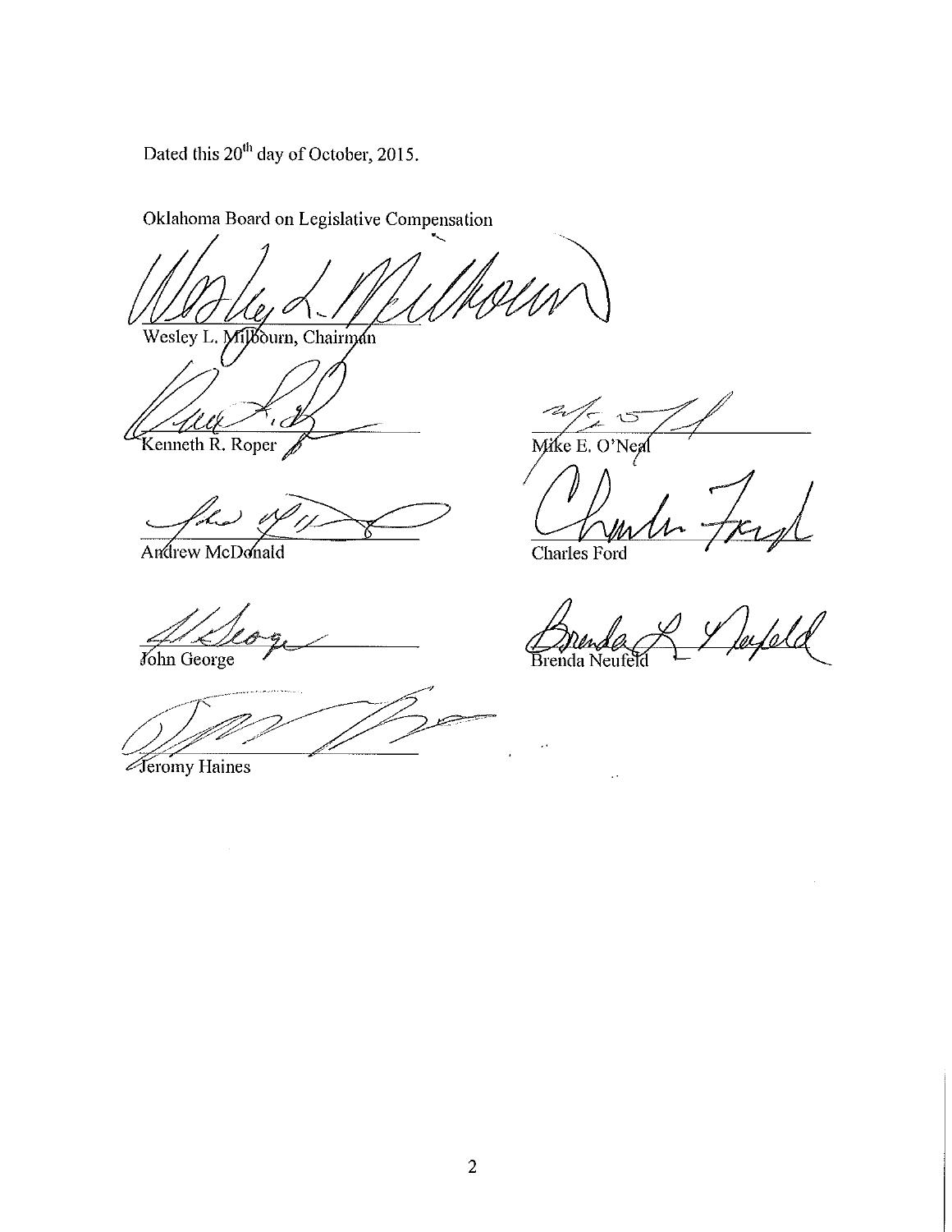Dated this 20th day of October, 2015.

Oklahoma Board on Legislative Compensation

Wesley L. Milbourn, Chairman

Kenneth R. Roper

Mike E. O'Neal

Andrew McDonald

Charles Ford

John George

Brenda Neufeld

Jeromy Haines